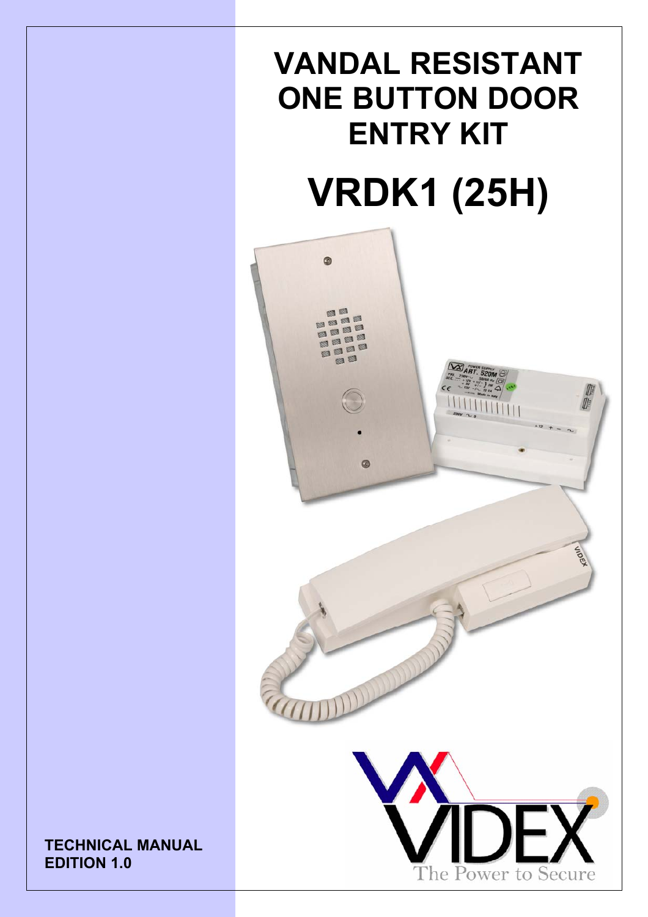# VANDAL RESISTANT ONE BUTTON DOOR ENTRY KIT

# VRDK1 (25H)

**TECHNICAL MANUAL**
**EDITION 1.0**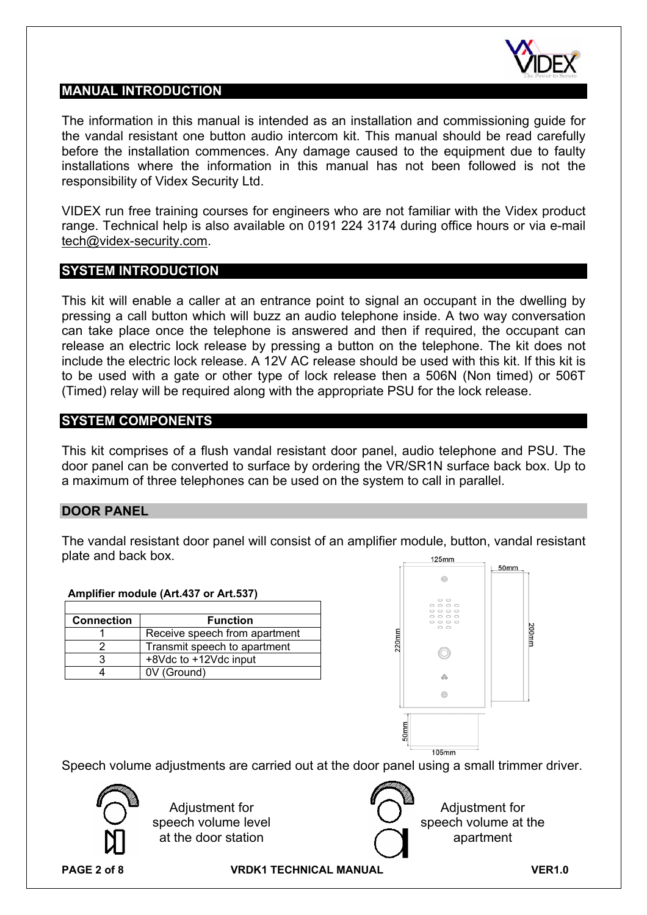## MANUAL INTRODUCTION

The information in this manual is intended as an installation and commissioning guide for the vandal resistant one button audio intercom kit. This manual should be read carefully before the installation commences. Any damage caused to the equipment due to faulty installations where the information in this manual has not been followed is not the responsibility of Videx Security Ltd.

VIDEX run free training courses for engineers who are not familiar with the Videx product range. Technical help is also available on 0191 224 3174 during office hours or via e-mail tech@videx-security.com.

## SYSTEM INTRODUCTION

This kit will enable a caller at an entrance point to signal an occupant in the dwelling by pressing a call button which will buzz an audio telephone inside. A two way conversation can take place once the telephone is answered and then if required, the occupant can release an electric lock release by pressing a button on the telephone. The kit does not include the electric lock release. A 12V AC release should be used with this kit. If this kit is to be used with a gate or other type of lock release then a 506N (Non timed) or 506T (Timed) relay will be required along with the appropriate PSU for the lock release.

## SYSTEM COMPONENTS

This kit comprises of a flush vandal resistant door panel, audio telephone and PSU. The door panel can be converted to surface by ordering the VR/SR1N surface back box. Up to a maximum of three telephones can be used on the system to call in parallel.

### DOOR PANEL

The vandal resistant door panel will consist of an amplifier module, button, vandal resistant plate and back box.

**Amplifier module (Art.437 or Art.537)**

| Connection | Function |
|---|---|
| 1 | Receive speech from apartment |
| 2 | Transmit speech to apartment |
| 3 | +8Vdc to +12Vdc input |
| 4 | 0V (Ground) |

125mm 50mm 220mm 200mm 50mm 105mm

Speech volume adjustments are carried out at the door panel using a small trimmer driver.

Adjustment for speech volume level at the door station

Adjustment for speech volume at the apartment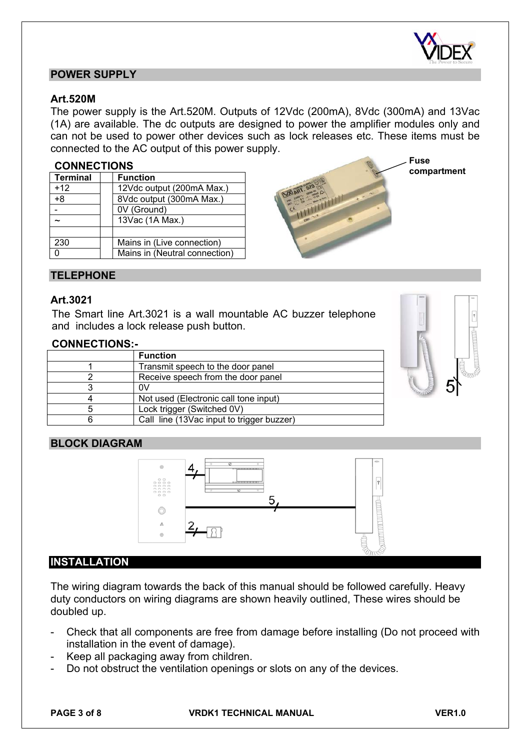## POWER SUPPLY

### Art.520M

The power supply is the Art.520M. Outputs of 12Vdc (200mA), 8Vdc (300mA) and 13Vac (1A) are available. The dc outputs are designed to power the amplifier modules only and can not be used to power other devices such as lock releases etc. These items must be connected to the AC output of this power supply.

### CONNECTIONS

| Terminal | | Function |
|---|---|---|
| +12 | | 12Vdc output (200mA Max.) |
| +8 | | 8Vdc output (300mA Max.) |
| - | | 0V (Ground) |
| ~ | | 13Vac (1A Max.) |
| | | |
| 230 | | Mains in (Live connection) |
| 0 | | Mains in (Neutral connection) |

Fuse compartment

## TELEPHONE

### Art.3021

The Smart line Art.3021 is a wall mountable AC buzzer telephone and includes a lock release push button.

### CONNECTIONS:-

| | Function |
|---|---|
| 1 | Transmit speech to the door panel |
| 2 | Receive speech from the door panel |
| 3 | 0V |
| 4 | Not used (Electronic call tone input) |
| 5 | Lock trigger (Switched 0V) |
| 6 | Call line (13Vac input to trigger buzzer) |

## BLOCK DIAGRAM

## INSTALLATION

The wiring diagram towards the back of this manual should be followed carefully. Heavy duty conductors on wiring diagrams are shown heavily outlined, These wires should be doubled up.

- Check that all components are free from damage before installing (Do not proceed with installation in the event of damage).
- Keep all packaging away from children.
- Do not obstruct the ventilation openings or slots on any of the devices.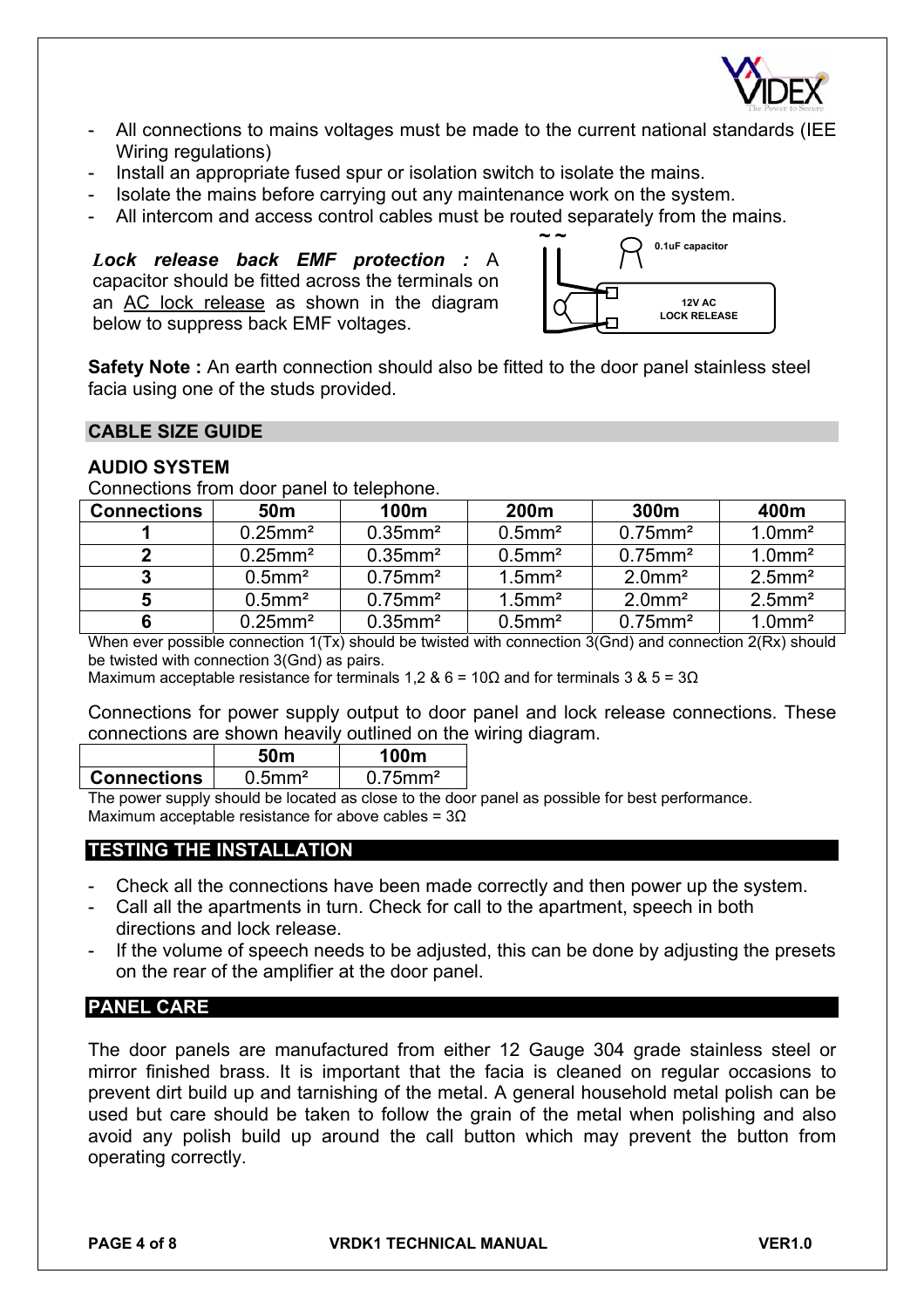- All connections to mains voltages must be made to the current national standards (IEE Wiring regulations)
- Install an appropriate fused spur or isolation switch to isolate the mains.
- Isolate the mains before carrying out any maintenance work on the system.
- All intercom and access control cables must be routed separately from the mains.

***Lock release back EMF protection :*** A capacitor should be fitted across the terminals on an AC lock release as shown in the diagram below to suppress back EMF voltages.

0.1uF capacitor

12V AC LOCK RELEASE

**Safety Note :** An earth connection should also be fitted to the door panel stainless steel facia using one of the studs provided.

## CABLE SIZE GUIDE

### AUDIO SYSTEM

Connections from door panel to telephone.

| Connections | 50m | 100m | 200m | 300m | 400m |
|---|---|---|---|---|---|
| 1 | $0.25mm^2$ | $0.35mm^2$ | $0.5mm^2$ | $0.75mm^2$ | $1.0mm^2$ |
| 2 | $0.25mm^2$ | $0.35mm^2$ | $0.5mm^2$ | $0.75mm^2$ | $1.0mm^2$ |
| 3 | $0.5mm^2$ | $0.75mm^2$ | $1.5mm^2$ | $2.0mm^2$ | $2.5mm^2$ |
| 5 | $0.5mm^2$ | $0.75mm^2$ | $1.5mm^2$ | $2.0mm^2$ | $2.5mm^2$ |
| 6 | $0.25mm^2$ | $0.35mm^2$ | $0.5mm^2$ | $0.75mm^2$ | $1.0mm^2$ |

When ever possible connection 1(Tx) should be twisted with connection 3(Gnd) and connection 2(Rx) should be twisted with connection 3(Gnd) as pairs.

Maximum acceptable resistance for terminals 1,2 & 6 = 10Ω and for terminals 3 & 5 = 3Ω

Connections for power supply output to door panel and lock release connections. These connections are shown heavily outlined on the wiring diagram.

| | 50m | 100m |
|---|---|---|
| Connections | $0.5mm^2$ | $0.75mm^2$ |

The power supply should be located as close to the door panel as possible for best performance.

Maximum acceptable resistance for above cables = 3Ω

## TESTING THE INSTALLATION

- Check all the connections have been made correctly and then power up the system.
- Call all the apartments in turn. Check for call to the apartment, speech in both directions and lock release.
- If the volume of speech needs to be adjusted, this can be done by adjusting the presets on the rear of the amplifier at the door panel.

## PANEL CARE

The door panels are manufactured from either 12 Gauge 304 grade stainless steel or mirror finished brass. It is important that the facia is cleaned on regular occasions to prevent dirt build up and tarnishing of the metal. A general household metal polish can be used but care should be taken to follow the grain of the metal when polishing and also avoid any polish build up around the call button which may prevent the button from operating correctly.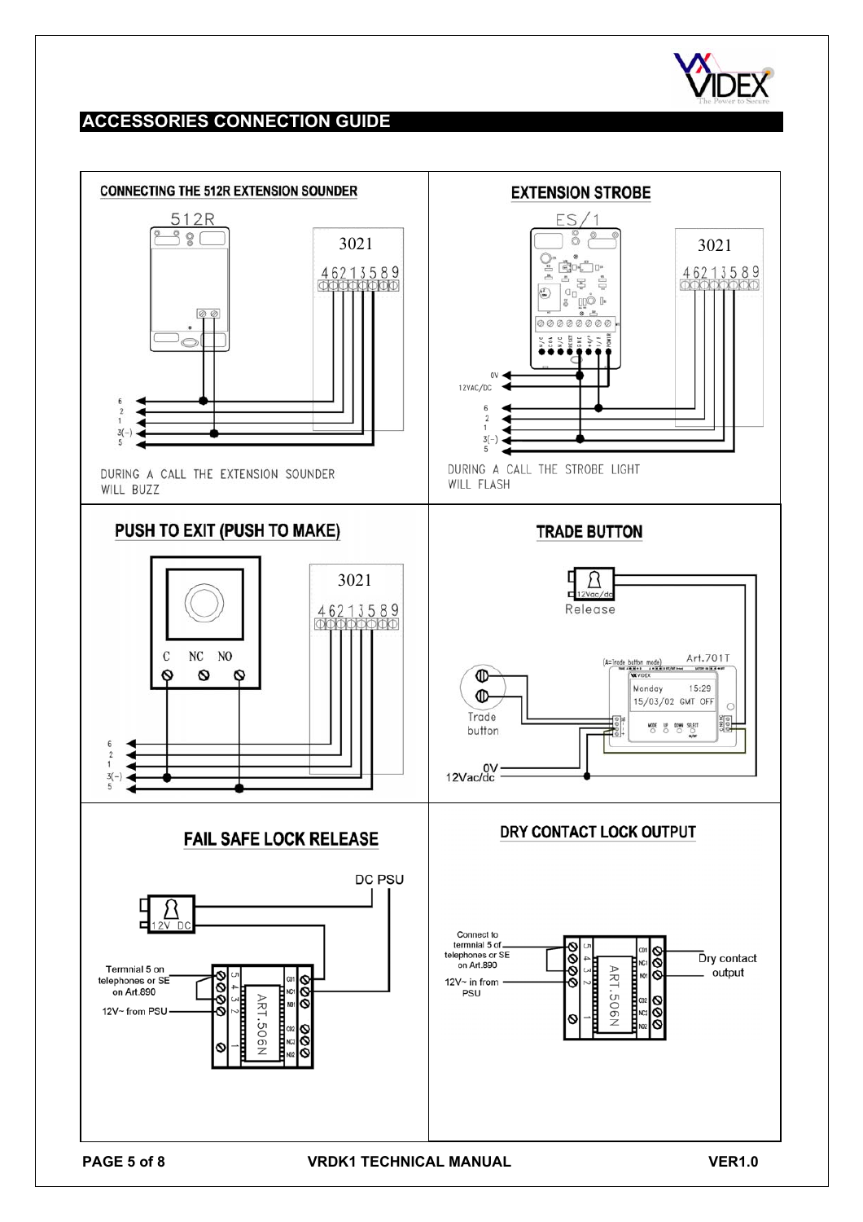## ACCESSORIES CONNECTION GUIDE

### CONNECTING THE 512R EXTENSION SOUNDER

512R

3021

4 6 2 1 3 5 8 9

6
2
1
3(-)
5

DURING A CALL THE EXTENSION SOUNDER WILL BUZZ

### EXTENSION STROBE

ES/1

3021

4 6 2 1 3 5 8 9

0V
12VAC/DC
6
2
1
3(-)
5

DURING A CALL THE STROBE LIGHT WILL FLASH

### PUSH TO EXIT (PUSH TO MAKE)

C NC NO

3021

4 6 2 1 3 5 8 9

6
2
1
3(-)
5

### TRADE BUTTON

12Vac/dc
Release

Art.701T

Trade button

0V
12Vac/dc

### FAIL SAFE LOCK RELEASE

DC PSU

12V DC

Terminal 5 on telephones or SE on Art.890

12V~ from PSU

ART.506N

### DRY CONTACT LOCK OUTPUT

Connect to terminal 5 of telephones or SE on Art.890

12V~ in from PSU

ART.506N

Dry contact output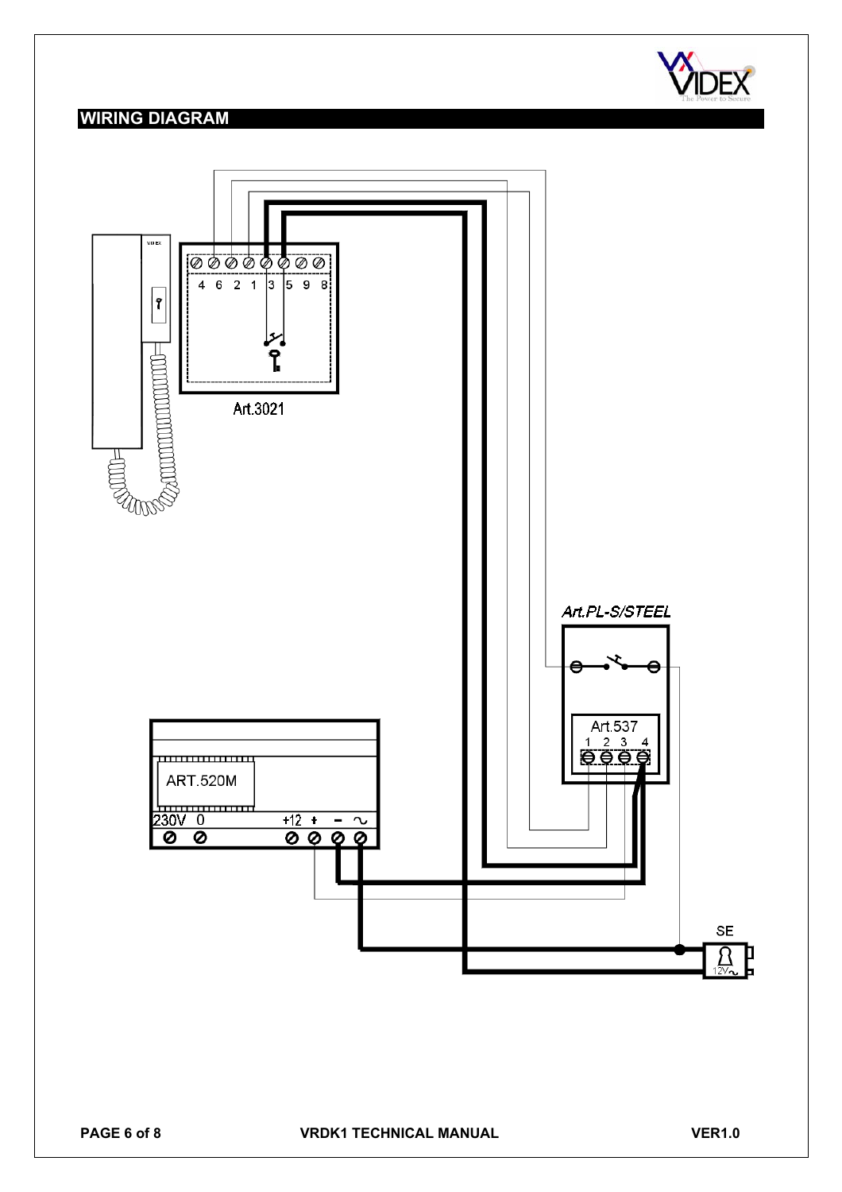## WIRING DIAGRAM

Art.3021

4 6 2 1 3 5 9 8

Art.PL-S/STEEL

Art.537

1 2 3 4

ART.520M

230V 0 +12 + – ∼

SE

12V∼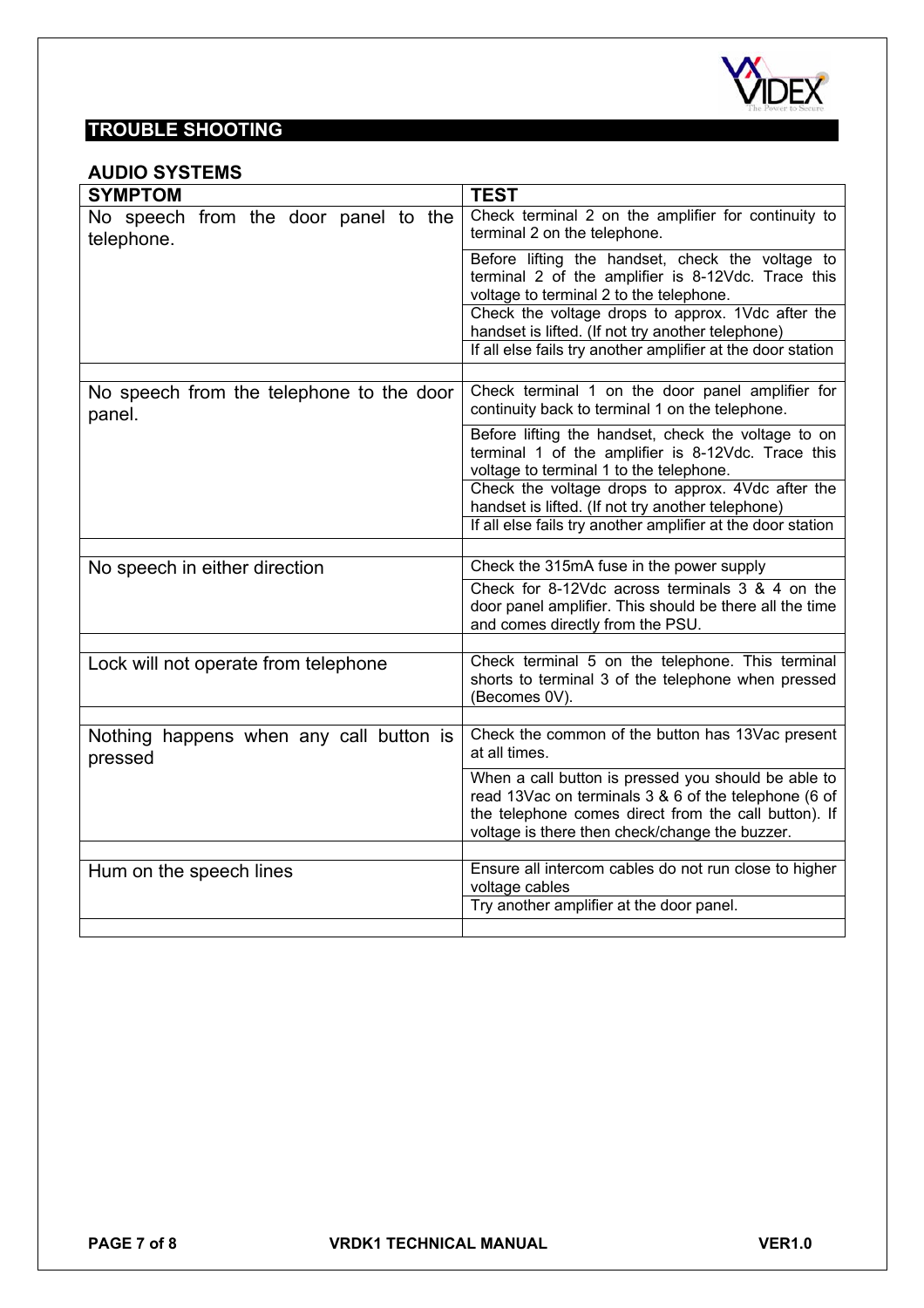## TROUBLE SHOOTING

### AUDIO SYSTEMS

| SYMPTOM | TEST |
|---|---|
| No speech from the door panel to the telephone. | Check terminal 2 on the amplifier for continuity to terminal 2 on the telephone. |
| | Before lifting the handset, check the voltage to terminal 2 of the amplifier is 8-12Vdc. Trace this voltage to terminal 2 to the telephone. |
| | Check the voltage drops to approx. 1Vdc after the handset is lifted. (If not try another telephone) |
| | If all else fails try another amplifier at the door station |
| | |
| No speech from the telephone to the door panel. | Check terminal 1 on the door panel amplifier for continuity back to terminal 1 on the telephone. |
| | Before lifting the handset, check the voltage to on terminal 1 of the amplifier is 8-12Vdc. Trace this voltage to terminal 1 to the telephone. |
| | Check the voltage drops to approx. 4Vdc after the handset is lifted. (If not try another telephone) |
| | If all else fails try another amplifier at the door station |
| | |
| No speech in either direction | Check the 315mA fuse in the power supply |
| | Check for 8-12Vdc across terminals 3 & 4 on the door panel amplifier. This should be there all the time and comes directly from the PSU. |
| | |
| Lock will not operate from telephone | Check terminal 5 on the telephone. This terminal shorts to terminal 3 of the telephone when pressed (Becomes 0V). |
| | |
| Nothing happens when any call button is pressed | Check the common of the button has 13Vac present at all times. |
| | When a call button is pressed you should be able to read 13Vac on terminals 3 & 6 of the telephone (6 of the telephone comes direct from the call button). If voltage is there then check/change the buzzer. |
| | |
| Hum on the speech lines | Ensure all intercom cables do not run close to higher voltage cables |
| | Try another amplifier at the door panel. |
| | |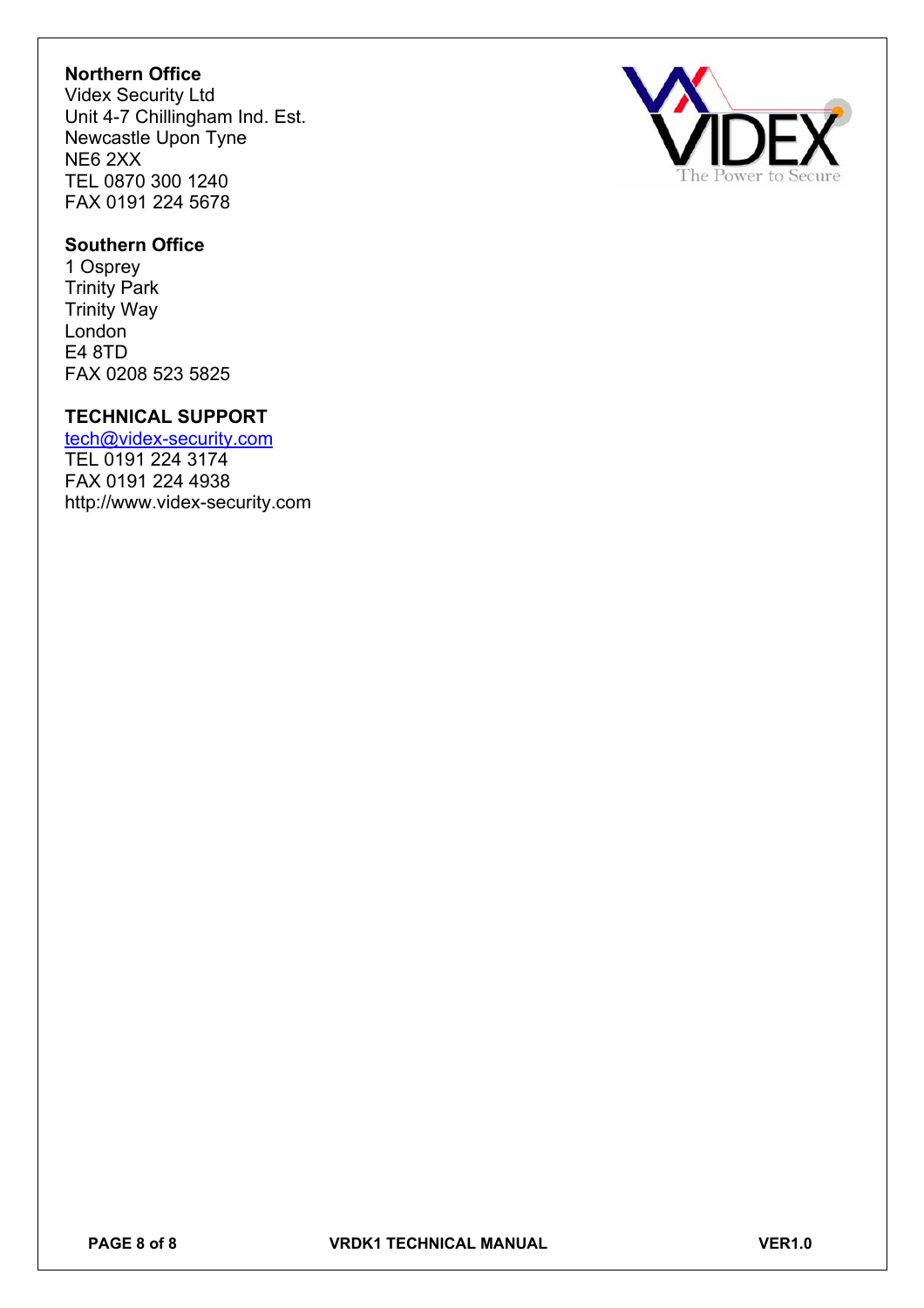**Northern Office**
Videx Security Ltd
Unit 4-7 Chillingham Ind. Est.
Newcastle Upon Tyne
NE6 2XX
TEL 0870 300 1240
FAX 0191 224 5678

**Southern Office**
1 Osprey
Trinity Park
Trinity Way
London
E4 8TD
FAX 0208 523 5825

**TECHNICAL SUPPORT**
tech@videx-security.com
TEL 0191 224 3174
FAX 0191 224 4938
http://www.videx-security.com